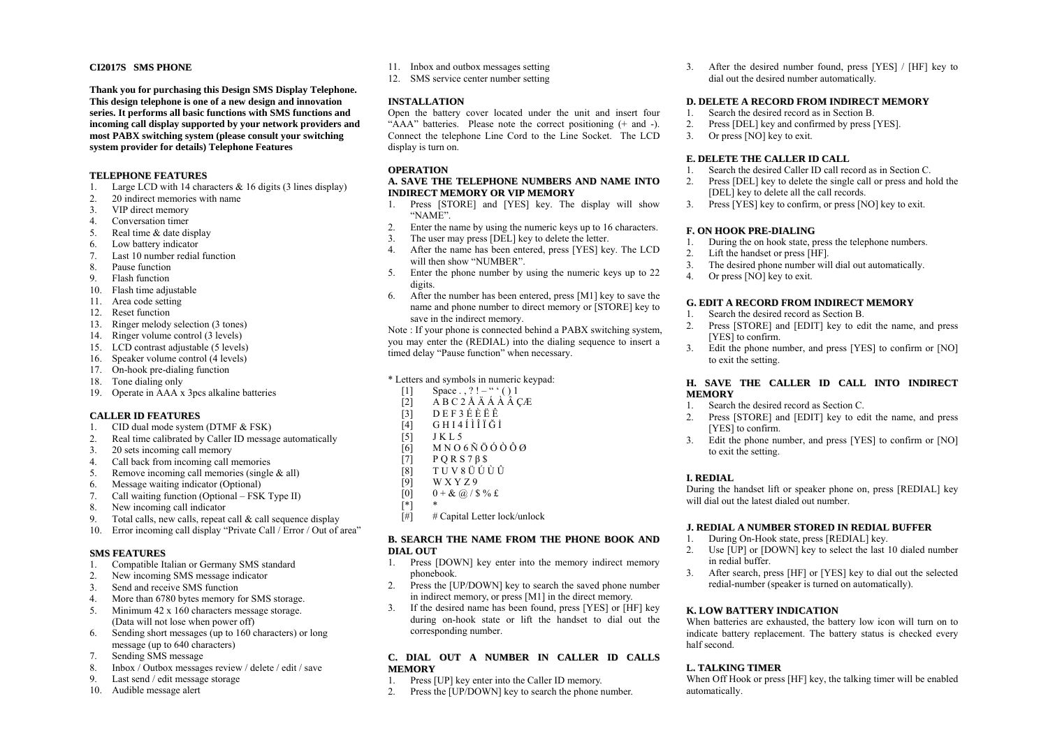**CI2017S SMS PHONE**

**Thank you for purchasing this Design SMS Display Telephone. This design telephone is one of a new design and innovation series. It performs all basic functions with SMS functions and incoming call display supported by your network providers and most PABX switching system (please consult your switching system provider for details) Telephone Features**

**TELEPHONE FEATURES**

1. Large LCD with 14 characters & 16 digits (3 lines display)
2. 20 indirect memories with name
3. VIP direct memory
4. Conversation timer
5. Real time & date display
6. Low battery indicator
7. Last 10 number redial function
8. Pause function
9. Flash function
10. Flash time adjustable
11. Area code setting
12. Reset function
13. Ringer melody selection (3 tones)
14. Ringer volume control (3 levels)
15. LCD contrast adjustable (5 levels)
16. Speaker volume control (4 levels)
17. On-hook pre-dialing function
18. Tone dialing only
19. Operate in AAA x 3pcs alkaline batteries

**CALLER ID FEATURES**

1. CID dual mode system (DTMF & FSK)
2. Real time calibrated by Caller ID message automatically
3. 20 sets incoming call memory
4. Call back from incoming call memories
5. Remove incoming call memories (single & all)
6. Message waiting indicator (Optional)
7. Call waiting function (Optional – FSK Type II)
8. New incoming call indicator
9. Total calls, new calls, repeat call & call sequence display
10. Error incoming call display "Private Call / Error / Out of area"

**SMS FEATURES**

1. Compatible Italian or Germany SMS standard
2. New incoming SMS message indicator
3. Send and receive SMS function
4. More than 6780 bytes memory for SMS storage.
5. Minimum 42 x 160 characters message storage. (Data will not lose when power off)
6. Sending short messages (up to 160 characters) or long message (up to 640 characters)
7. Sending SMS message
8. Inbox / Outbox messages review / delete / edit / save
9. Last send / edit message storage
10. Audible message alert
11. Inbox and outbox messages setting
12. SMS service center number setting

**INSTALLATION**

Open the battery cover located under the unit and insert four "AAA" batteries. Please note the correct positioning (+ and -). Connect the telephone Line Cord to the Line Socket. The LCD display is turn on.

**OPERATION**

**A. SAVE THE TELEPHONE NUMBERS AND NAME INTO INDIRECT MEMORY OR VIP MEMORY**

1. Press [STORE] and [YES] key. The display will show "NAME".
2. Enter the name by using the numeric keys up to 16 characters.
3. The user may press [DEL] key to delete the letter.
4. After the name has been entered, press [YES] key. The LCD will then show "NUMBER".
5. Enter the phone number by using the numeric keys up to 22 digits.
6. After the number has been entered, press [M1] key to save the name and phone number to direct memory or [STORE] key to save in the indirect memory.

Note : If your phone is connected behind a PABX switching system, you may enter the (REDIAL) into the dialing sequence to insert a timed delay "Pause function" when necessary.

* Letters and symbols in numeric keypad:

| | |
|---|---|
| [1] | Space . , ? ! – " ' ( ) 1 |
| [2] | A B C 2 Å Ä Á À Â Ç Æ |
| [3] | D E F 3 É È Ë Ê |
| [4] | G H I 4 Í Ì Î Ï Ğ İ |
| [5] | J K L 5 |
| [6] | M N O 6 Ñ Ö Ó Ò Ô Ø |
| [7] | P Q R S 7 β $ |
| [8] | T U V 8 Ü Ú Ù Û |
| [9] | W X Y Z 9 |
| [0] | 0 + & @ / $ % £ |
| [*] | * |
| [#] | # Capital Letter lock/unlock |

**B. SEARCH THE NAME FROM THE PHONE BOOK AND DIAL OUT**

1. Press [DOWN] key enter into the memory indirect memory phonebook.
2. Press the [UP/DOWN] key to search the saved phone number in indirect memory, or press [M1] in the direct memory.
3. If the desired name has been found, press [YES] or [HF] key during on-hook state or lift the handset to dial out the corresponding number.

**C. DIAL OUT A NUMBER IN CALLER ID CALLS MEMORY**

1. Press [UP] key enter into the Caller ID memory.
2. Press the [UP/DOWN] key to search the phone number.
3. After the desired number found, press [YES] / [HF] key to dial out the desired number automatically.

**D. DELETE A RECORD FROM INDIRECT MEMORY**

1. Search the desired record as in Section B.
2. Press [DEL] key and confirmed by press [YES].
3. Or press [NO] key to exit.

**E. DELETE THE CALLER ID CALL**

1. Search the desired Caller ID call record as in Section C.
2. Press [DEL] key to delete the single call or press and hold the [DEL] key to delete all the call records.
3. Press [YES] key to confirm, or press [NO] key to exit.

**F. ON HOOK PRE-DIALING**

1. During the on hook state, press the telephone numbers.
2. Lift the handset or press [HF].
3. The desired phone number will dial out automatically.
4. Or press [NO] key to exit.

**G. EDIT A RECORD FROM INDIRECT MEMORY**

1. Search the desired record as Section B.
2. Press [STORE] and [EDIT] key to edit the name, and press [YES] to confirm.
3. Edit the phone number, and press [YES] to confirm or [NO] to exit the setting.

**H. SAVE THE CALLER ID CALL INTO INDIRECT MEMORY**

1. Search the desired record as Section C.
2. Press [STORE] and [EDIT] key to edit the name, and press [YES] to confirm.
3. Edit the phone number, and press [YES] to confirm or [NO] to exit the setting.

**I. REDIAL**

During the handset lift or speaker phone on, press [REDIAL] key will dial out the latest dialed out number.

**J. REDIAL A NUMBER STORED IN REDIAL BUFFER**

1. During On-Hook state, press [REDIAL] key.
2. Use [UP] or [DOWN] key to select the last 10 dialed number in redial buffer.
3. After search, press [HF] or [YES] key to dial out the selected redial-number (speaker is turned on automatically).

**K. LOW BATTERY INDICATION**

When batteries are exhausted, the battery low icon will turn on to indicate battery replacement. The battery status is checked every half second.

**L. TALKING TIMER**

When Off Hook or press [HF] key, the talking timer will be enabled automatically.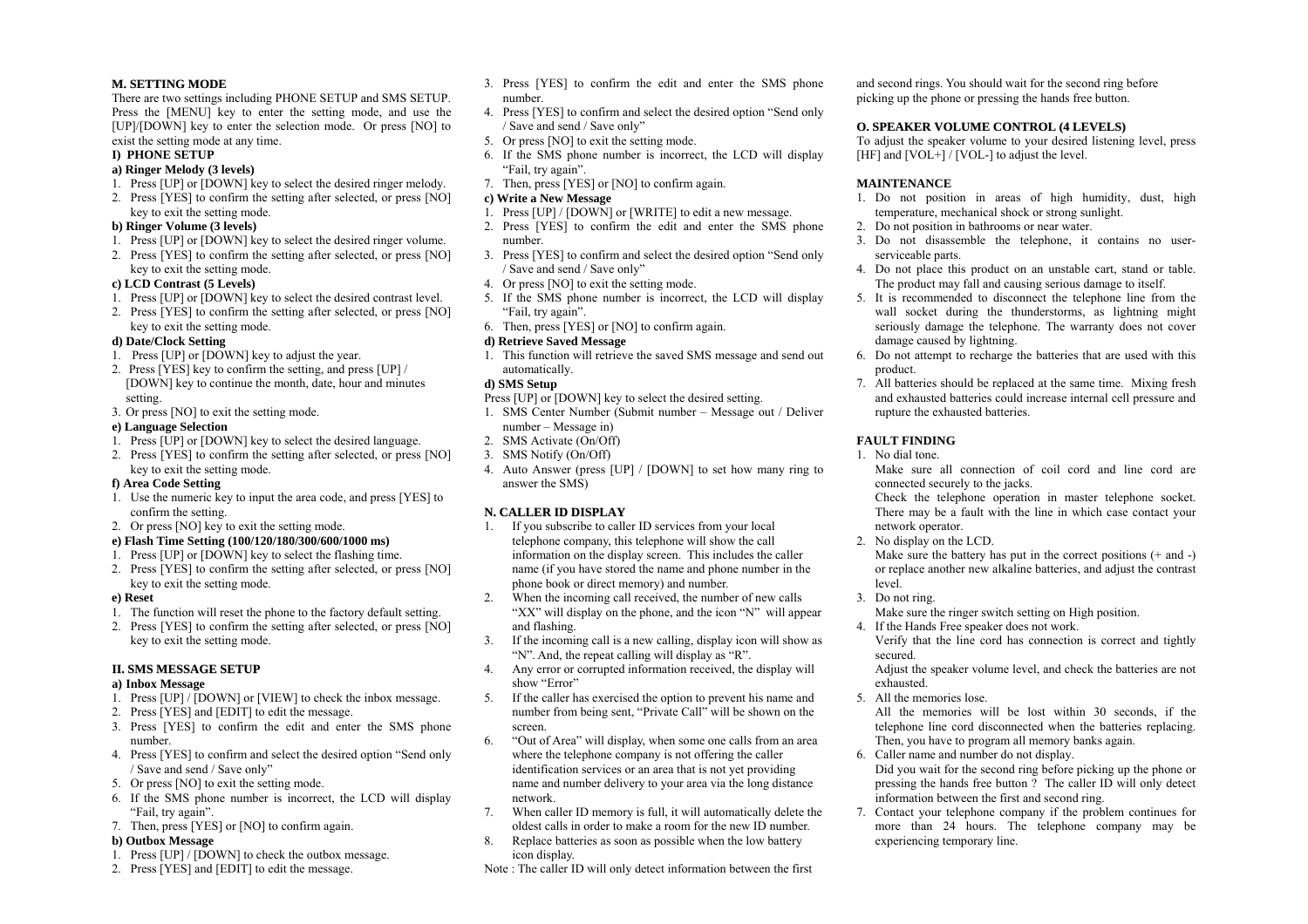**M. SETTING MODE**

There are two settings including PHONE SETUP and SMS SETUP. Press the [MENU] key to enter the setting mode, and use the [UP]/[DOWN] key to enter the selection mode. Or press [NO] to exist the setting mode at any time.

**I) PHONE SETUP**

**a) Ringer Melody (3 levels)**

1. Press [UP] or [DOWN] key to select the desired ringer melody.
2. Press [YES] to confirm the setting after selected, or press [NO] key to exit the setting mode.

**b) Ringer Volume (3 levels)**

1. Press [UP] or [DOWN] key to select the desired ringer volume.
2. Press [YES] to confirm the setting after selected, or press [NO] key to exit the setting mode.

**c) LCD Contrast (5 Levels)**

1. Press [UP] or [DOWN] key to select the desired contrast level.
2. Press [YES] to confirm the setting after selected, or press [NO] key to exit the setting mode.

**d) Date/Clock Setting**

1. Press [UP] or [DOWN] key to adjust the year.
2. Press [YES] key to confirm the setting, and press [UP] / [DOWN] key to continue the month, date, hour and minutes setting.
3. Or press [NO] to exit the setting mode.

**e) Language Selection**

1. Press [UP] or [DOWN] key to select the desired language.
2. Press [YES] to confirm the setting after selected, or press [NO] key to exit the setting mode.

**f) Area Code Setting**

1. Use the numeric key to input the area code, and press [YES] to confirm the setting.
2. Or press [NO] key to exit the setting mode.

**e) Flash Time Setting (100/120/180/300/600/1000 ms)**

1. Press [UP] or [DOWN] key to select the flashing time.
2. Press [YES] to confirm the setting after selected, or press [NO] key to exit the setting mode.

**e) Reset**

1. The function will reset the phone to the factory default setting.
2. Press [YES] to confirm the setting after selected, or press [NO] key to exit the setting mode.

**II. SMS MESSAGE SETUP**

**a) Inbox Message**

1. Press [UP] / [DOWN] or [VIEW] to check the inbox message.
2. Press [YES] and [EDIT] to edit the message.
3. Press [YES] to confirm the edit and enter the SMS phone number.
4. Press [YES] to confirm and select the desired option "Send only / Save and send / Save only"
5. Or press [NO] to exit the setting mode.
6. If the SMS phone number is incorrect, the LCD will display "Fail, try again".
7. Then, press [YES] or [NO] to confirm again.

**b) Outbox Message**

1. Press [UP] / [DOWN] to check the outbox message.
2. Press [YES] and [EDIT] to edit the message.
3. Press [YES] to confirm the edit and enter the SMS phone number.
4. Press [YES] to confirm and select the desired option "Send only / Save and send / Save only"
5. Or press [NO] to exit the setting mode.
6. If the SMS phone number is incorrect, the LCD will display "Fail, try again".
7. Then, press [YES] or [NO] to confirm again.

**c) Write a New Message**

1. Press [UP] / [DOWN] or [WRITE] to edit a new message.
2. Press [YES] to confirm the edit and enter the SMS phone number.
3. Press [YES] to confirm and select the desired option "Send only / Save and send / Save only"
4. Or press [NO] to exit the setting mode.
5. If the SMS phone number is incorrect, the LCD will display "Fail, try again".
6. Then, press [YES] or [NO] to confirm again.

**d) Retrieve Saved Message**

1. This function will retrieve the saved SMS message and send out automatically.

**d) SMS Setup**

Press [UP] or [DOWN] key to select the desired setting.

1. SMS Center Number (Submit number – Message out / Deliver number – Message in)
2. SMS Activate (On/Off)
3. SMS Notify (On/Off)
4. Auto Answer (press [UP] / [DOWN] to set how many ring to answer the SMS)

**N. CALLER ID DISPLAY**

1. If you subscribe to caller ID services from your local telephone company, this telephone will show the call information on the display screen. This includes the caller name (if you have stored the name and phone number in the phone book or direct memory) and number.
2. When the incoming call received, the number of new calls "XX" will display on the phone, and the icon "N" will appear and flashing.
3. If the incoming call is a new calling, display icon will show as "N". And, the repeat calling will display as "R".
4. Any error or corrupted information received, the display will show "Error"
5. If the caller has exercised the option to prevent his name and number from being sent, "Private Call" will be shown on the screen.
6. "Out of Area" will display, when some one calls from an area where the telephone company is not offering the caller identification services or an area that is not yet providing name and number delivery to your area via the long distance network.
7. When caller ID memory is full, it will automatically delete the oldest calls in order to make a room for the new ID number.
8. Replace batteries as soon as possible when the low battery icon display.

Note : The caller ID will only detect information between the first and second rings. You should wait for the second ring before picking up the phone or pressing the hands free button.

**O. SPEAKER VOLUME CONTROL (4 LEVELS)**

To adjust the speaker volume to your desired listening level, press [HF] and [VOL+] / [VOL-] to adjust the level.

**MAINTENANCE**

1. Do not position in areas of high humidity, dust, high temperature, mechanical shock or strong sunlight.
2. Do not position in bathrooms or near water.
3. Do not disassemble the telephone, it contains no user-serviceable parts.
4. Do not place this product on an unstable cart, stand or table. The product may fall and causing serious damage to itself.
5. It is recommended to disconnect the telephone line from the wall socket during the thunderstorms, as lightning might seriously damage the telephone. The warranty does not cover damage caused by lightning.
6. Do not attempt to recharge the batteries that are used with this product.
7. All batteries should be replaced at the same time. Mixing fresh and exhausted batteries could increase internal cell pressure and rupture the exhausted batteries.

**FAULT FINDING**

1. No dial tone.
   Make sure all connection of coil cord and line cord are connected securely to the jacks.
   Check the telephone operation in master telephone socket. There may be a fault with the line in which case contact your network operator.
2. No display on the LCD.
   Make sure the battery has put in the correct positions (+ and -) or replace another new alkaline batteries, and adjust the contrast level.
3. Do not ring.
   Make sure the ringer switch setting on High position.
4. If the Hands Free speaker does not work.
   Verify that the line cord has connection is correct and tightly secured.
   Adjust the speaker volume level, and check the batteries are not exhausted.
5. All the memories lose.
   All the memories will be lost within 30 seconds, if the telephone line cord disconnected when the batteries replacing. Then, you have to program all memory banks again.
6. Caller name and number do not display.
   Did you wait for the second ring before picking up the phone or pressing the hands free button ? The caller ID will only detect information between the first and second ring.
7. Contact your telephone company if the problem continues for more than 24 hours. The telephone company may be experiencing temporary line.